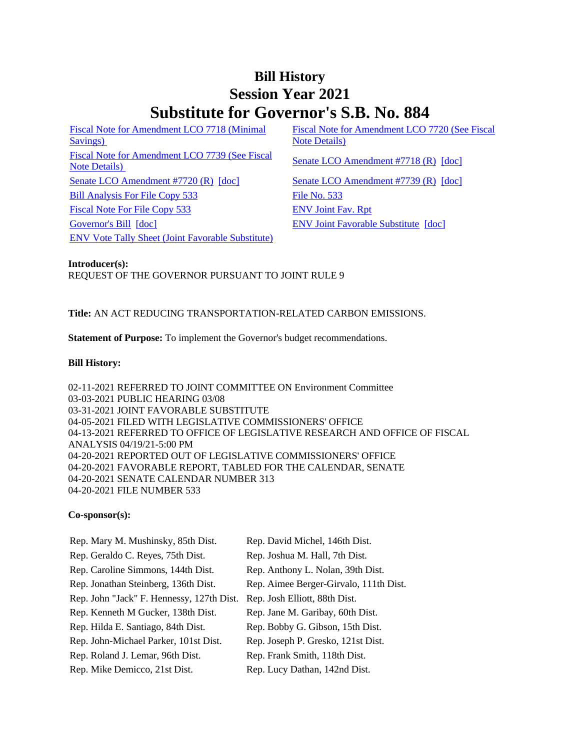# Bill History
# Session Year 2021
# Substitute for Governor's S.B. No. 884

| | |
|---|---|
| Fiscal Note for Amendment LCO 7718 (Minimal Savings) | Fiscal Note for Amendment LCO 7720 (See Fiscal Note Details) |
| Fiscal Note for Amendment LCO 7739 (See Fiscal Note Details) | Senate LCO Amendment #7718 (R) [doc] |
| Senate LCO Amendment #7720 (R) [doc] | Senate LCO Amendment #7739 (R) [doc] |
| Bill Analysis For File Copy 533 | File No. 533 |
| Fiscal Note For File Copy 533 | ENV Joint Fav. Rpt |
| Governor's Bill [doc] | ENV Joint Favorable Substitute [doc] |
| ENV Vote Tally Sheet (Joint Favorable Substitute) | |

**Introducer(s):**
REQUEST OF THE GOVERNOR PURSUANT TO JOINT RULE 9

**Title:** AN ACT REDUCING TRANSPORTATION-RELATED CARBON EMISSIONS.

**Statement of Purpose:** To implement the Governor's budget recommendations.

**Bill History:**

02-11-2021 REFERRED TO JOINT COMMITTEE ON Environment Committee
03-03-2021 PUBLIC HEARING 03/08
03-31-2021 JOINT FAVORABLE SUBSTITUTE
04-05-2021 FILED WITH LEGISLATIVE COMMISSIONERS' OFFICE
04-13-2021 REFERRED TO OFFICE OF LEGISLATIVE RESEARCH AND OFFICE OF FISCAL ANALYSIS 04/19/21-5:00 PM
04-20-2021 REPORTED OUT OF LEGISLATIVE COMMISSIONERS' OFFICE
04-20-2021 FAVORABLE REPORT, TABLED FOR THE CALENDAR, SENATE
04-20-2021 SENATE CALENDAR NUMBER 313
04-20-2021 FILE NUMBER 533

**Co-sponsor(s):**

| | |
|---|---|
| Rep. Mary M. Mushinsky, 85th Dist. | Rep. David Michel, 146th Dist. |
| Rep. Geraldo C. Reyes, 75th Dist. | Rep. Joshua M. Hall, 7th Dist. |
| Rep. Caroline Simmons, 144th Dist. | Rep. Anthony L. Nolan, 39th Dist. |
| Rep. Jonathan Steinberg, 136th Dist. | Rep. Aimee Berger-Girvalo, 111th Dist. |
| Rep. John "Jack" F. Hennessy, 127th Dist. | Rep. Josh Elliott, 88th Dist. |
| Rep. Kenneth M Gucker, 138th Dist. | Rep. Jane M. Garibay, 60th Dist. |
| Rep. Hilda E. Santiago, 84th Dist. | Rep. Bobby G. Gibson, 15th Dist. |
| Rep. John-Michael Parker, 101st Dist. | Rep. Joseph P. Gresko, 121st Dist. |
| Rep. Roland J. Lemar, 96th Dist. | Rep. Frank Smith, 118th Dist. |
| Rep. Mike Demicco, 21st Dist. | Rep. Lucy Dathan, 142nd Dist. |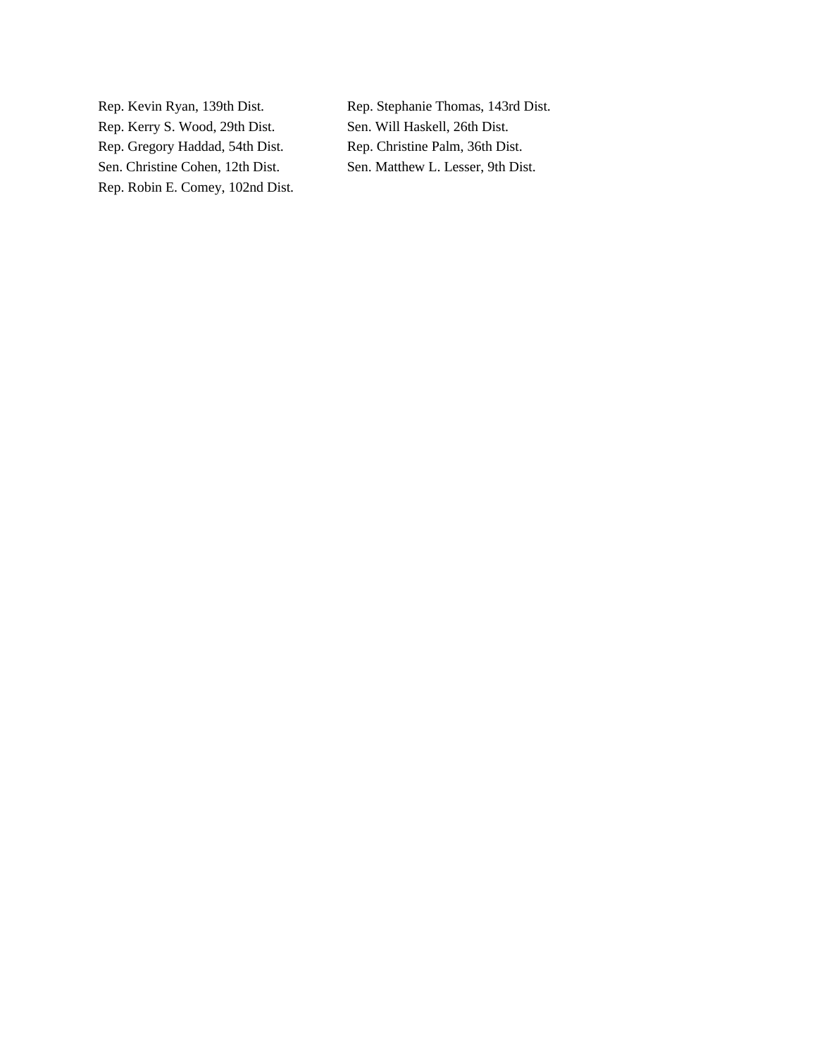Rep. Kevin Ryan, 139th Dist.
Rep. Kerry S. Wood, 29th Dist.
Rep. Gregory Haddad, 54th Dist.
Sen. Christine Cohen, 12th Dist.
Rep. Robin E. Comey, 102nd Dist.
Rep. Stephanie Thomas, 143rd Dist.
Sen. Will Haskell, 26th Dist.
Rep. Christine Palm, 36th Dist.
Sen. Matthew L. Lesser, 9th Dist.